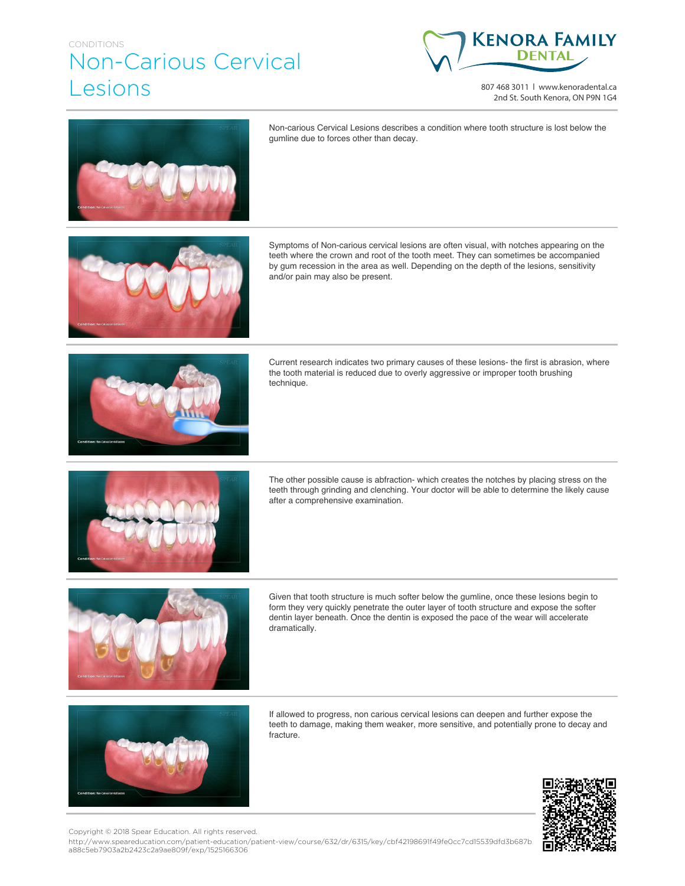CONDITIONS

# Non-Carious Cervical Lesions

KENORA FAMILY DENTAL

807 468 3011 | www.kenoradental.ca
2nd St. South Kenora, ON P9N 1G4

Non-carious Cervical Lesions describes a condition where tooth structure is lost below the gumline due to forces other than decay.

Symptoms of Non-carious cervical lesions are often visual, with notches appearing on the teeth where the crown and root of the tooth meet. They can sometimes be accompanied by gum recession in the area as well. Depending on the depth of the lesions, sensitivity and/or pain may also be present.

Current research indicates two primary causes of these lesions- the first is abrasion, where the tooth material is reduced due to overly aggressive or improper tooth brushing technique.

The other possible cause is abfraction- which creates the notches by placing stress on the teeth through grinding and clenching. Your doctor will be able to determine the likely cause after a comprehensive examination.

Given that tooth structure is much softer below the gumline, once these lesions begin to form they very quickly penetrate the outer layer of tooth structure and expose the softer dentin layer beneath. Once the dentin is exposed the pace of the wear will accelerate dramatically.

If allowed to progress, non carious cervical lesions can deepen and further expose the teeth to damage, making them weaker, more sensitive, and potentially prone to decay and fracture.

Copyright © 2018 Spear Education. All rights reserved.
http://www.speareducation.com/patient-education/patient-view/course/632/dr/6315/key/cbf42198691f49fe0cc7cd15539dfd3b687ba88c5eb7903a2b2423c2a9ae809f/exp/1525166306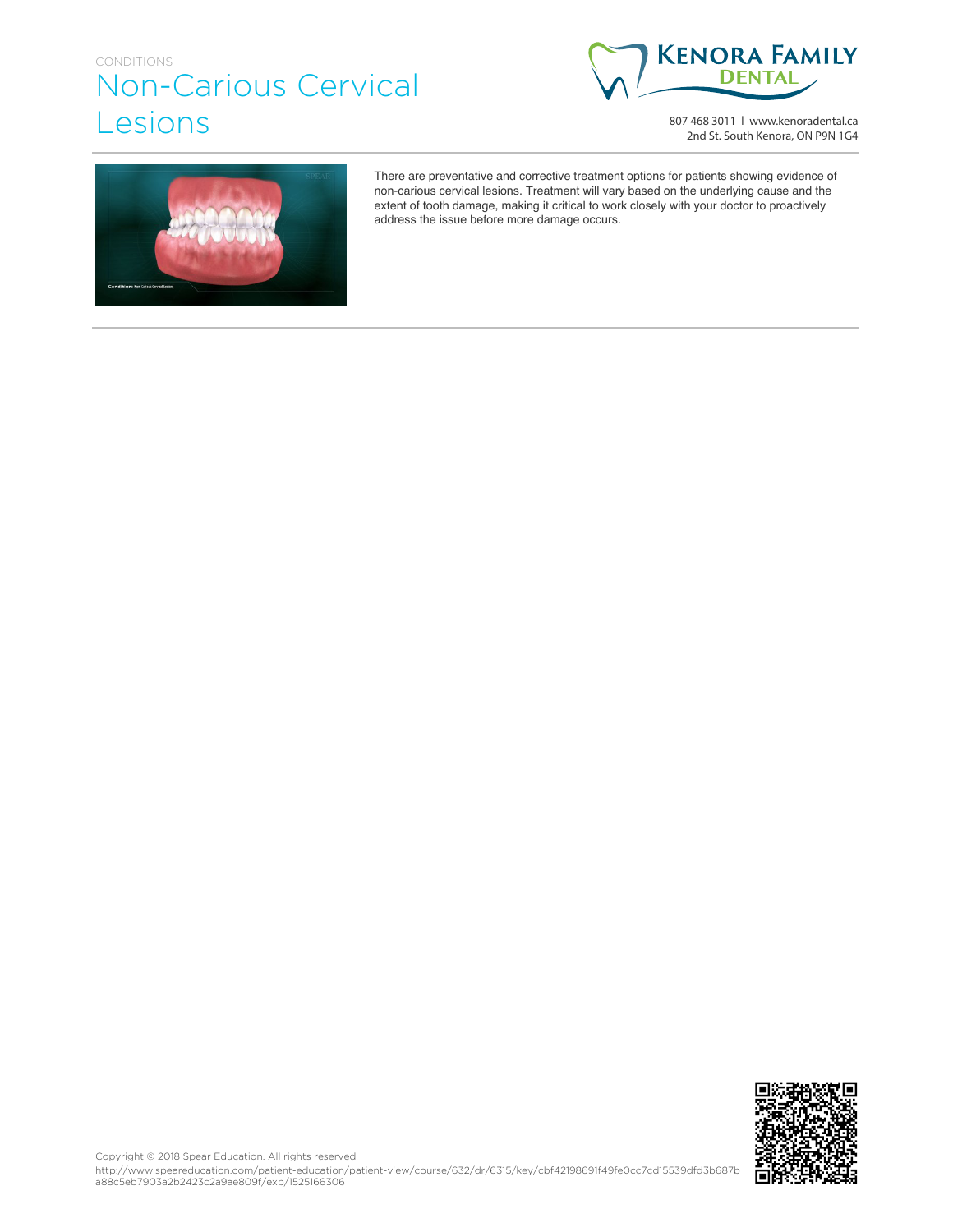CONDITIONS

# Non-Carious Cervical Lesions

807 468 3011 | www.kenoradental.ca
2nd St. South Kenora, ON P9N 1G4

There are preventative and corrective treatment options for patients showing evidence of non-carious cervical lesions. Treatment will vary based on the underlying cause and the extent of tooth damage, making it critical to work closely with your doctor to proactively address the issue before more damage occurs.

Copyright © 2018 Spear Education. All rights reserved.
http://www.speareducation.com/patient-education/patient-view/course/632/dr/6315/key/cbf42198691f49fe0cc7cd15539dfd3b687ba88c5eb7903a2b2423c2a9ae809f/exp/1525166306